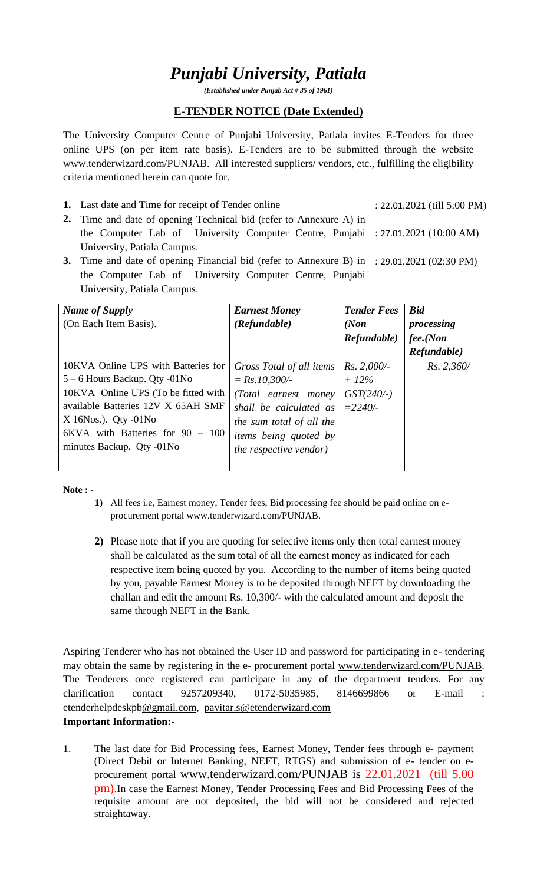# *Punjabi University, Patiala*

***(Established under Punjab Act # 35 of 1961)***

## E-TENDER NOTICE (Date Extended)

The University Computer Centre of Punjabi University, Patiala invites E-Tenders for three online UPS (on per item rate basis). E-Tenders are to be submitted through the website www.tenderwizard.com/PUNJAB. All interested suppliers/ vendors, etc., fulfilling the eligibility criteria mentioned herein can quote for.

1. Last date and Time for receipt of Tender online : 22.01.2021 (till 5:00 PM)
2. Time and date of opening Technical bid (refer to Annexure A) in the Computer Lab of University Computer Centre, Punjabi University, Patiala Campus. : 27.01.2021 (10:00 AM)
3. Time and date of opening Financial bid (refer to Annexure B) in the Computer Lab of University Computer Centre, Punjabi University, Patiala Campus. : 29.01.2021 (02:30 PM)

| ***Name of Supply*** (On Each Item Basis). | ***Earnest Money (Refundable)*** | ***Tender Fees (Non Refundable)*** | ***Bid processing fee.(Non Refundable)*** |
|---|---|---|---|
| 10KVA Online UPS with Batteries for 5 – 6 Hours Backup. Qty -01No<br>10KVA Online UPS (To be fitted with available Batteries 12V X 65AH SMF X 16Nos.). Qty -01No<br>6KVA with Batteries for 90 – 100 minutes Backup. Qty -01No | *Gross Total of all items = Rs.10,300/- (Total earnest money shall be calculated as the sum total of all the items being quoted by the respective vendor)* | *Rs. 2,000/- + 12% GST(240/-) =2240/-* | *Rs. 2,360/* |

**Note : -**

1) All fees i.e, Earnest money, Tender fees, Bid processing fee should be paid online on e-procurement portal www.tenderwizard.com/PUNJAB.

2) Please note that if you are quoting for selective items only then total earnest money shall be calculated as the sum total of all the earnest money as indicated for each respective item being quoted by you. According to the number of items being quoted by you, payable Earnest Money is to be deposited through NEFT by downloading the challan and edit the amount Rs. 10,300/- with the calculated amount and deposit the same through NEFT in the Bank.

Aspiring Tenderer who has not obtained the User ID and password for participating in e- tendering may obtain the same by registering in the e- procurement portal www.tenderwizard.com/PUNJAB. The Tenderers once registered can participate in any of the department tenders. For any clarification contact 9257209340, 0172-5035985, 8146699866 or E-mail : etenderhelpdeskpb@gmail.com, pavitar.s@etenderwizard.com

**Important Information:-**

1. The last date for Bid Processing fees, Earnest Money, Tender fees through e- payment (Direct Debit or Internet Banking, NEFT, RTGS) and submission of e- tender on e-procurement portal www.tenderwizard.com/PUNJAB is 22.01.2021 (till 5.00 pm).In case the Earnest Money, Tender Processing Fees and Bid Processing Fees of the requisite amount are not deposited, the bid will not be considered and rejected straightaway.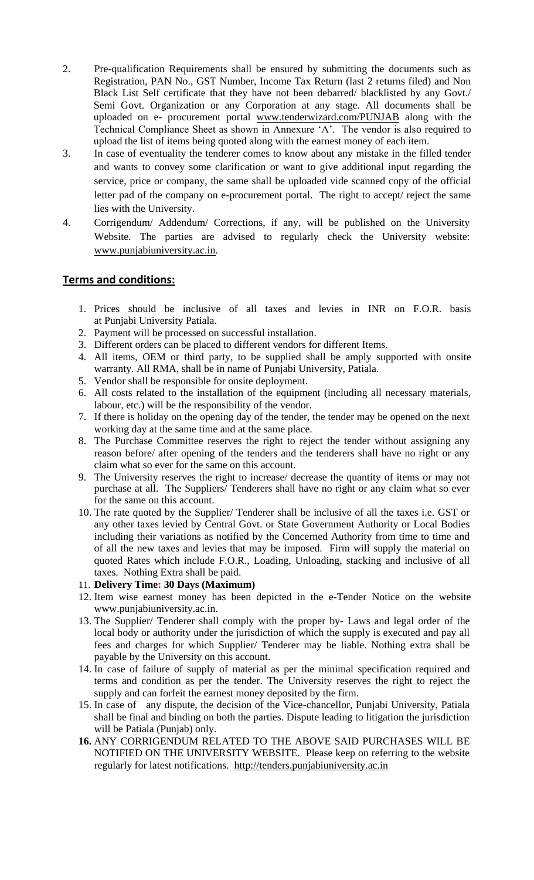2. Pre-qualification Requirements shall be ensured by submitting the documents such as Registration, PAN No., GST Number, Income Tax Return (last 2 returns filed) and Non Black List Self certificate that they have not been debarred/ blacklisted by any Govt./ Semi Govt. Organization or any Corporation at any stage. All documents shall be uploaded on e- procurement portal www.tenderwizard.com/PUNJAB along with the Technical Compliance Sheet as shown in Annexure 'A'. The vendor is also required to upload the list of items being quoted along with the earnest money of each item.
3. In case of eventuality the tenderer comes to know about any mistake in the filled tender and wants to convey some clarification or want to give additional input regarding the service, price or company, the same shall be uploaded vide scanned copy of the official letter pad of the company on e-procurement portal. The right to accept/ reject the same lies with the University.
4. Corrigendum/ Addendum/ Corrections, if any, will be published on the University Website. The parties are advised to regularly check the University website: www.punjabiuniversity.ac.in.

## Terms and conditions:

1. Prices should be inclusive of all taxes and levies in INR on F.O.R. basis at Punjabi University Patiala.
2. Payment will be processed on successful installation.
3. Different orders can be placed to different vendors for different Items.
4. All items, OEM or third party, to be supplied shall be amply supported with onsite warranty. All RMA, shall be in name of Punjabi University, Patiala.
5. Vendor shall be responsible for onsite deployment.
6. All costs related to the installation of the equipment (including all necessary materials, labour, etc.) will be the responsibility of the vendor.
7. If there is holiday on the opening day of the tender, the tender may be opened on the next working day at the same time and at the same place.
8. The Purchase Committee reserves the right to reject the tender without assigning any reason before/ after opening of the tenders and the tenderers shall have no right or any claim what so ever for the same on this account.
9. The University reserves the right to increase/ decrease the quantity of items or may not purchase at all. The Suppliers/ Tenderers shall have no right or any claim what so ever for the same on this account.
10. The rate quoted by the Supplier/ Tenderer shall be inclusive of all the taxes i.e. GST or any other taxes levied by Central Govt. or State Government Authority or Local Bodies including their variations as notified by the Concerned Authority from time to time and of all the new taxes and levies that may be imposed. Firm will supply the material on quoted Rates which include F.O.R., Loading, Unloading, stacking and inclusive of all taxes. Nothing Extra shall be paid.
11. **Delivery Time: 30 Days (Maximum)**
12. Item wise earnest money has been depicted in the e-Tender Notice on the website www.punjabiuniversity.ac.in.
13. The Supplier/ Tenderer shall comply with the proper by- Laws and legal order of the local body or authority under the jurisdiction of which the supply is executed and pay all fees and charges for which Supplier/ Tenderer may be liable. Nothing extra shall be payable by the University on this account.
14. In case of failure of supply of material as per the minimal specification required and terms and condition as per the tender. The University reserves the right to reject the supply and can forfeit the earnest money deposited by the firm.
15. In case of any dispute, the decision of the Vice-chancellor, Punjabi University, Patiala shall be final and binding on both the parties. Dispute leading to litigation the jurisdiction will be Patiala (Punjab) only.
16. ANY CORRIGENDUM RELATED TO THE ABOVE SAID PURCHASES WILL BE NOTIFIED ON THE UNIVERSITY WEBSITE. Please keep on referring to the website regularly for latest notifications. http://tenders.punjabiuniversity.ac.in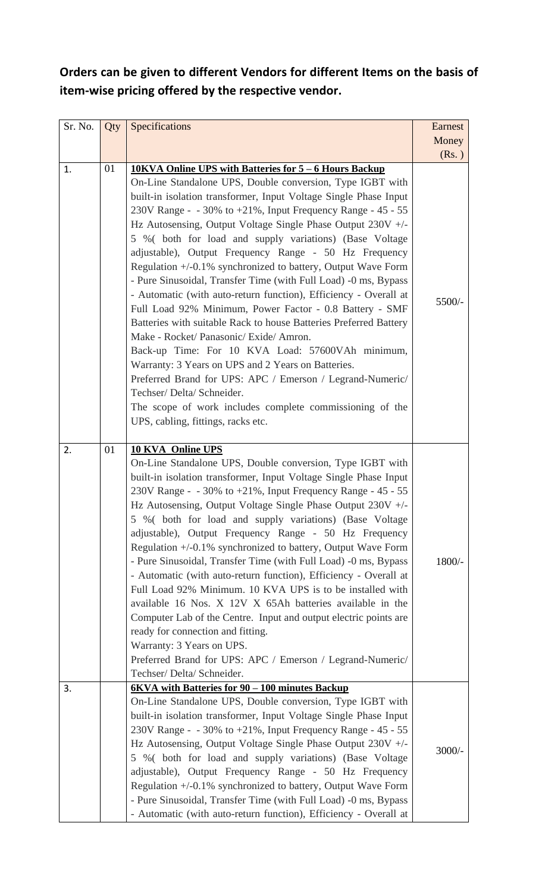**Orders can be given to different Vendors for different Items on the basis of item-wise pricing offered by the respective vendor.**

| Sr. No. | Qty | Specifications | Earnest Money (Rs. ) |
|---|---|---|---|
| 1. | 01 | **10KVA Online UPS with Batteries for 5 – 6 Hours Backup**<br>On-Line Standalone UPS, Double conversion, Type IGBT with built-in isolation transformer, Input Voltage Single Phase Input 230V Range - - 30% to +21%, Input Frequency Range - 45 - 55 Hz Autosensing, Output Voltage Single Phase Output 230V +/- 5 %( both for load and supply variations) (Base Voltage adjustable), Output Frequency Range - 50 Hz Frequency Regulation +/-0.1% synchronized to battery, Output Wave Form - Pure Sinusoidal, Transfer Time (with Full Load) -0 ms, Bypass - Automatic (with auto-return function), Efficiency - Overall at Full Load 92% Minimum, Power Factor - 0.8 Battery - SMF Batteries with suitable Rack to house Batteries Preferred Battery Make - Rocket/ Panasonic/ Exide/ Amron.<br>Back-up Time: For 10 KVA Load: 57600VAh minimum, Warranty: 3 Years on UPS and 2 Years on Batteries.<br>Preferred Brand for UPS: APC / Emerson / Legrand-Numeric/ Techser/ Delta/ Schneider.<br>The scope of work includes complete commissioning of the UPS, cabling, fittings, racks etc. | 5500/- |
| 2. | 01 | **10 KVA Online UPS**<br>On-Line Standalone UPS, Double conversion, Type IGBT with built-in isolation transformer, Input Voltage Single Phase Input 230V Range - - 30% to +21%, Input Frequency Range - 45 - 55 Hz Autosensing, Output Voltage Single Phase Output 230V +/- 5 %( both for load and supply variations) (Base Voltage adjustable), Output Frequency Range - 50 Hz Frequency Regulation +/-0.1% synchronized to battery, Output Wave Form - Pure Sinusoidal, Transfer Time (with Full Load) -0 ms, Bypass - Automatic (with auto-return function), Efficiency - Overall at Full Load 92% Minimum. 10 KVA UPS is to be installed with available 16 Nos. X 12V X 65Ah batteries available in the Computer Lab of the Centre. Input and output electric points are ready for connection and fitting.<br>Warranty: 3 Years on UPS.<br>Preferred Brand for UPS: APC / Emerson / Legrand-Numeric/ Techser/ Delta/ Schneider. | 1800/- |
| 3. | | **6KVA with Batteries for 90 – 100 minutes Backup**<br>On-Line Standalone UPS, Double conversion, Type IGBT with built-in isolation transformer, Input Voltage Single Phase Input 230V Range - - 30% to +21%, Input Frequency Range - 45 - 55 Hz Autosensing, Output Voltage Single Phase Output 230V +/- 5 %( both for load and supply variations) (Base Voltage adjustable), Output Frequency Range - 50 Hz Frequency Regulation +/-0.1% synchronized to battery, Output Wave Form - Pure Sinusoidal, Transfer Time (with Full Load) -0 ms, Bypass - Automatic (with auto-return function), Efficiency - Overall at | 3000/- |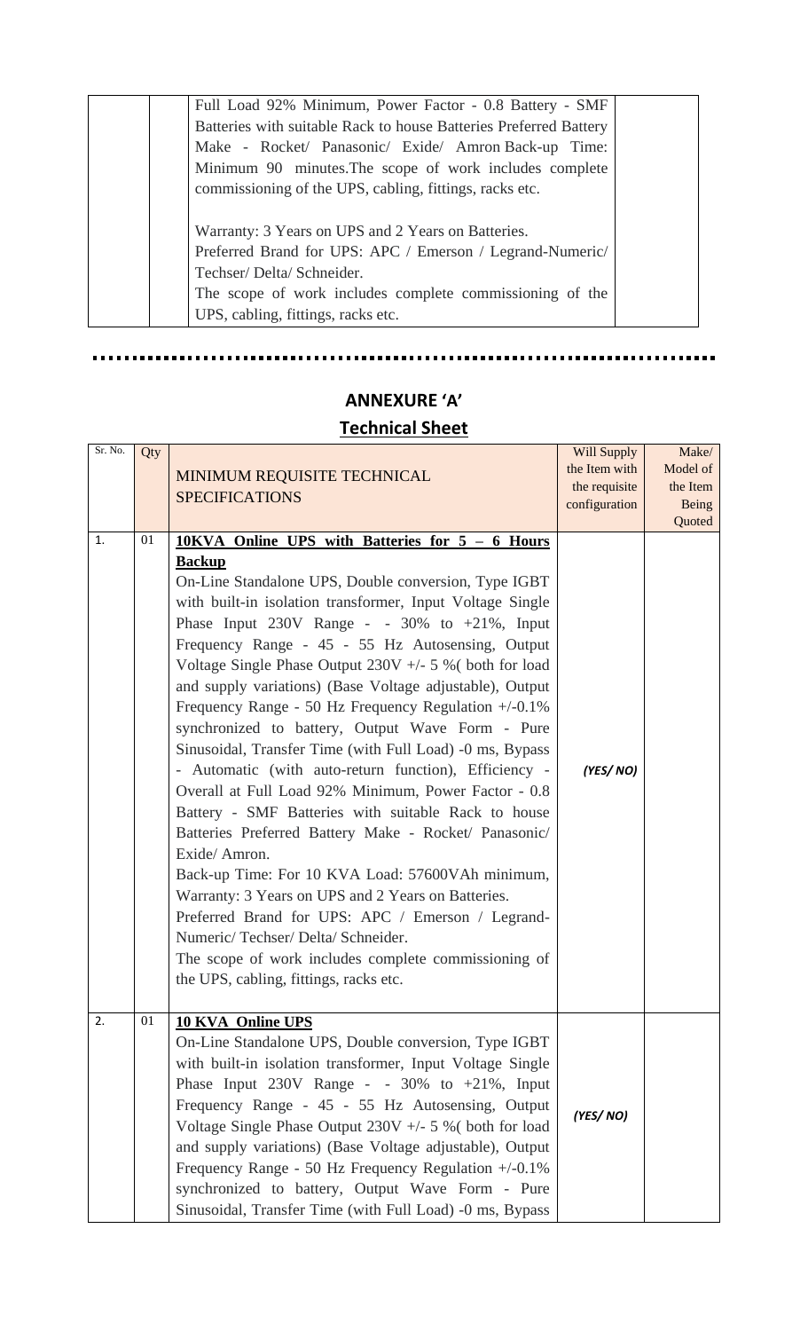| | | | |
|---|---|---|---|
| | | Full Load 92% Minimum, Power Factor - 0.8 Battery - SMF Batteries with suitable Rack to house Batteries Preferred Battery Make - Rocket/ Panasonic/ Exide/ Amron Back-up Time: Minimum 90 minutes.The scope of work includes complete commissioning of the UPS, cabling, fittings, racks etc.<br><br>Warranty: 3 Years on UPS and 2 Years on Batteries.<br>Preferred Brand for UPS: APC / Emerson / Legrand-Numeric/ Techser/ Delta/ Schneider.<br>The scope of work includes complete commissioning of the UPS, cabling, fittings, racks etc. | |

## ANNEXURE 'A'

## Technical Sheet

| Sr. No. | Qty | MINIMUM REQUISITE TECHNICAL SPECIFICATIONS | Will Supply the Item with the requisite configuration | Make/ Model of the Item Being Quoted |
|---|---|---|---|---|
| 1. | 01 | **10KVA Online UPS with Batteries for 5 – 6 Hours Backup**<br>On-Line Standalone UPS, Double conversion, Type IGBT with built-in isolation transformer, Input Voltage Single Phase Input 230V Range - - 30% to +21%, Input Frequency Range - 45 - 55 Hz Autosensing, Output Voltage Single Phase Output 230V +/- 5 %( both for load and supply variations) (Base Voltage adjustable), Output Frequency Range - 50 Hz Frequency Regulation +/-0.1% synchronized to battery, Output Wave Form - Pure Sinusoidal, Transfer Time (with Full Load) -0 ms, Bypass - Automatic (with auto-return function), Efficiency - Overall at Full Load 92% Minimum, Power Factor - 0.8 Battery - SMF Batteries with suitable Rack to house Batteries Preferred Battery Make - Rocket/ Panasonic/ Exide/ Amron.<br>Back-up Time: For 10 KVA Load: 57600VAh minimum,<br>Warranty: 3 Years on UPS and 2 Years on Batteries.<br>Preferred Brand for UPS: APC / Emerson / Legrand-Numeric/ Techser/ Delta/ Schneider.<br>The scope of work includes complete commissioning of the UPS, cabling, fittings, racks etc. | *(YES/ NO)* | |
| 2. | 01 | **10 KVA Online UPS**<br>On-Line Standalone UPS, Double conversion, Type IGBT with built-in isolation transformer, Input Voltage Single Phase Input 230V Range - - 30% to +21%, Input Frequency Range - 45 - 55 Hz Autosensing, Output Voltage Single Phase Output 230V +/- 5 %( both for load and supply variations) (Base Voltage adjustable), Output Frequency Range - 50 Hz Frequency Regulation +/-0.1% synchronized to battery, Output Wave Form - Pure Sinusoidal, Transfer Time (with Full Load) -0 ms, Bypass | *(YES/ NO)* | |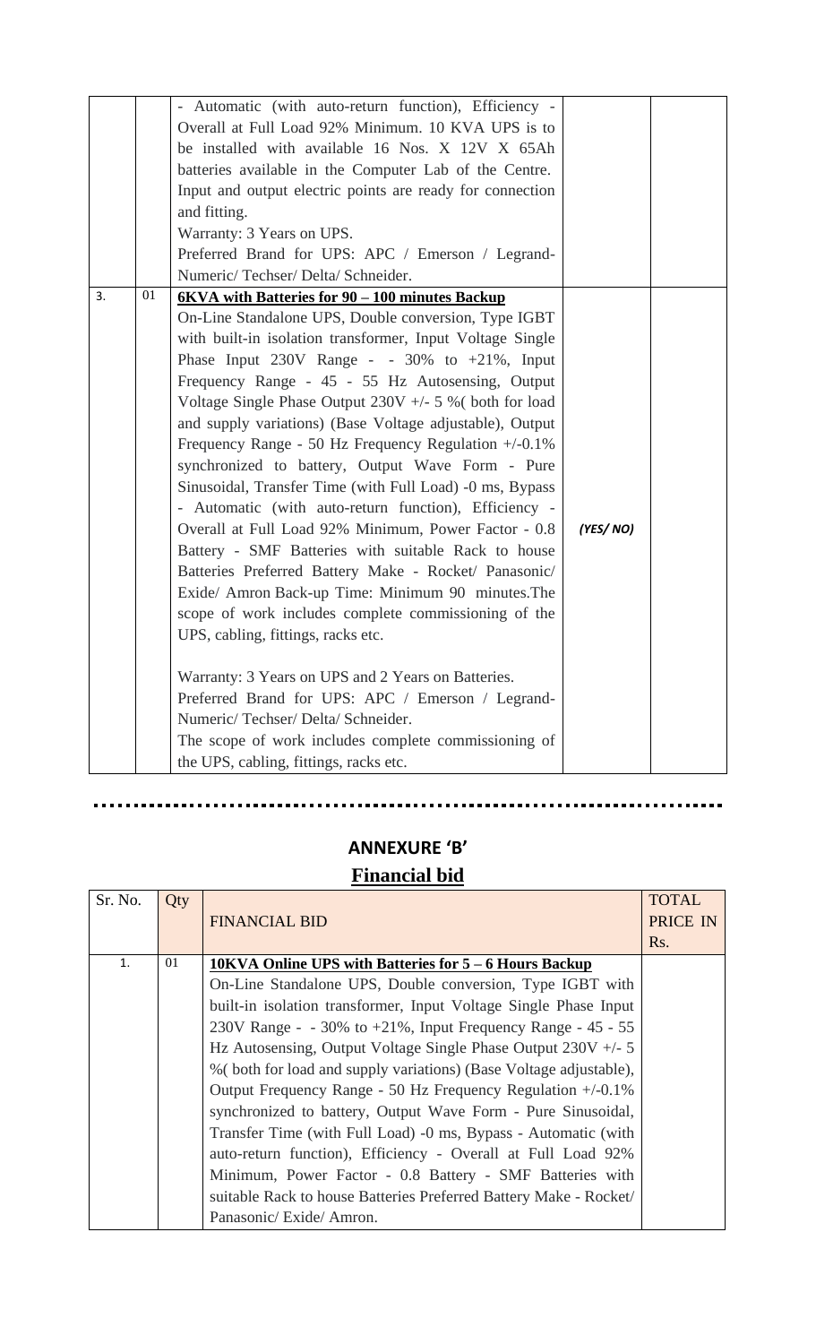| | | | | |
|---|---|---|---|---|
| | | - Automatic (with auto-return function), Efficiency - Overall at Full Load 92% Minimum. 10 KVA UPS is to be installed with available 16 Nos. X 12V X 65Ah batteries available in the Computer Lab of the Centre. Input and output electric points are ready for connection and fitting.<br>Warranty: 3 Years on UPS.<br>Preferred Brand for UPS: APC / Emerson / Legrand-Numeric/ Techser/ Delta/ Schneider. | | |
| 3. | 01 | **6KVA with Batteries for 90 – 100 minutes Backup**<br>On-Line Standalone UPS, Double conversion, Type IGBT with built-in isolation transformer, Input Voltage Single Phase Input 230V Range - - 30% to +21%, Input Frequency Range - 45 - 55 Hz Autosensing, Output Voltage Single Phase Output 230V +/- 5 %( both for load and supply variations) (Base Voltage adjustable), Output Frequency Range - 50 Hz Frequency Regulation +/-0.1% synchronized to battery, Output Wave Form - Pure Sinusoidal, Transfer Time (with Full Load) -0 ms, Bypass - Automatic (with auto-return function), Efficiency - Overall at Full Load 92% Minimum, Power Factor - 0.8 Battery - SMF Batteries with suitable Rack to house Batteries Preferred Battery Make - Rocket/ Panasonic/ Exide/ Amron Back-up Time: Minimum 90 minutes.The scope of work includes complete commissioning of the UPS, cabling, fittings, racks etc.<br><br>Warranty: 3 Years on UPS and 2 Years on Batteries.<br>Preferred Brand for UPS: APC / Emerson / Legrand-Numeric/ Techser/ Delta/ Schneider.<br>The scope of work includes complete commissioning of the UPS, cabling, fittings, racks etc. | *(YES/ NO)* | |

## ANNEXURE 'B'

## Financial bid

| Sr. No. | Qty | FINANCIAL BID | TOTAL PRICE IN Rs. |
|---|---|---|---|
| 1. | 01 | **10KVA Online UPS with Batteries for 5 – 6 Hours Backup**<br>On-Line Standalone UPS, Double conversion, Type IGBT with built-in isolation transformer, Input Voltage Single Phase Input 230V Range - - 30% to +21%, Input Frequency Range - 45 - 55 Hz Autosensing, Output Voltage Single Phase Output 230V +/- 5 %( both for load and supply variations) (Base Voltage adjustable), Output Frequency Range - 50 Hz Frequency Regulation +/-0.1% synchronized to battery, Output Wave Form - Pure Sinusoidal, Transfer Time (with Full Load) -0 ms, Bypass - Automatic (with auto-return function), Efficiency - Overall at Full Load 92% Minimum, Power Factor - 0.8 Battery - SMF Batteries with suitable Rack to house Batteries Preferred Battery Make - Rocket/ Panasonic/ Exide/ Amron. | |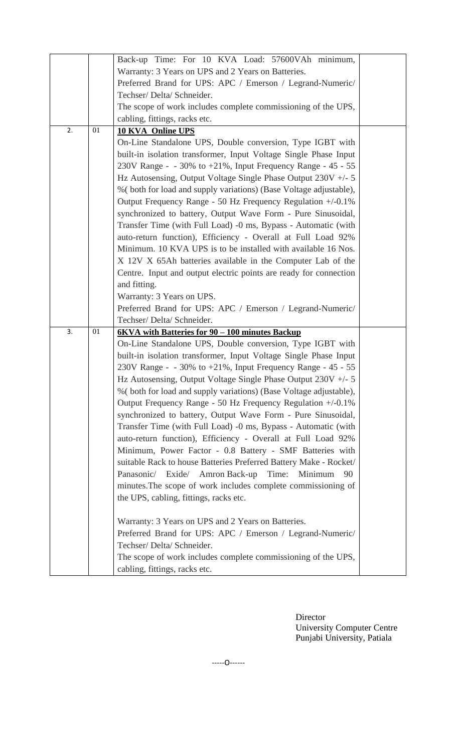| | | | |
|---|---|---|---|
| | | Back-up Time: For 10 KVA Load: 57600VAh minimum,<br>Warranty: 3 Years on UPS and 2 Years on Batteries.<br>Preferred Brand for UPS: APC / Emerson / Legrand-Numeric/ Techser/ Delta/ Schneider.<br>The scope of work includes complete commissioning of the UPS, cabling, fittings, racks etc. | |
| 2. | 01 | **10 KVA Online UPS**<br>On-Line Standalone UPS, Double conversion, Type IGBT with built-in isolation transformer, Input Voltage Single Phase Input 230V Range - - 30% to +21%, Input Frequency Range - 45 - 55 Hz Autosensing, Output Voltage Single Phase Output 230V +/- 5 %( both for load and supply variations) (Base Voltage adjustable), Output Frequency Range - 50 Hz Frequency Regulation +/-0.1% synchronized to battery, Output Wave Form - Pure Sinusoidal, Transfer Time (with Full Load) -0 ms, Bypass - Automatic (with auto-return function), Efficiency - Overall at Full Load 92% Minimum. 10 KVA UPS is to be installed with available 16 Nos. X 12V X 65Ah batteries available in the Computer Lab of the Centre. Input and output electric points are ready for connection and fitting.<br>Warranty: 3 Years on UPS.<br>Preferred Brand for UPS: APC / Emerson / Legrand-Numeric/ Techser/ Delta/ Schneider. | |
| 3. | 01 | **6KVA with Batteries for 90 – 100 minutes Backup**<br>On-Line Standalone UPS, Double conversion, Type IGBT with built-in isolation transformer, Input Voltage Single Phase Input 230V Range - - 30% to +21%, Input Frequency Range - 45 - 55 Hz Autosensing, Output Voltage Single Phase Output 230V +/- 5 %( both for load and supply variations) (Base Voltage adjustable), Output Frequency Range - 50 Hz Frequency Regulation +/-0.1% synchronized to battery, Output Wave Form - Pure Sinusoidal, Transfer Time (with Full Load) -0 ms, Bypass - Automatic (with auto-return function), Efficiency - Overall at Full Load 92% Minimum, Power Factor - 0.8 Battery - SMF Batteries with suitable Rack to house Batteries Preferred Battery Make - Rocket/ Panasonic/ Exide/ Amron Back-up Time: Minimum 90 minutes.The scope of work includes complete commissioning of the UPS, cabling, fittings, racks etc.<br><br>Warranty: 3 Years on UPS and 2 Years on Batteries.<br>Preferred Brand for UPS: APC / Emerson / Legrand-Numeric/ Techser/ Delta/ Schneider.<br>The scope of work includes complete commissioning of the UPS, cabling, fittings, racks etc. | |

Director
University Computer Centre
Punjabi University, Patiala

-----o------